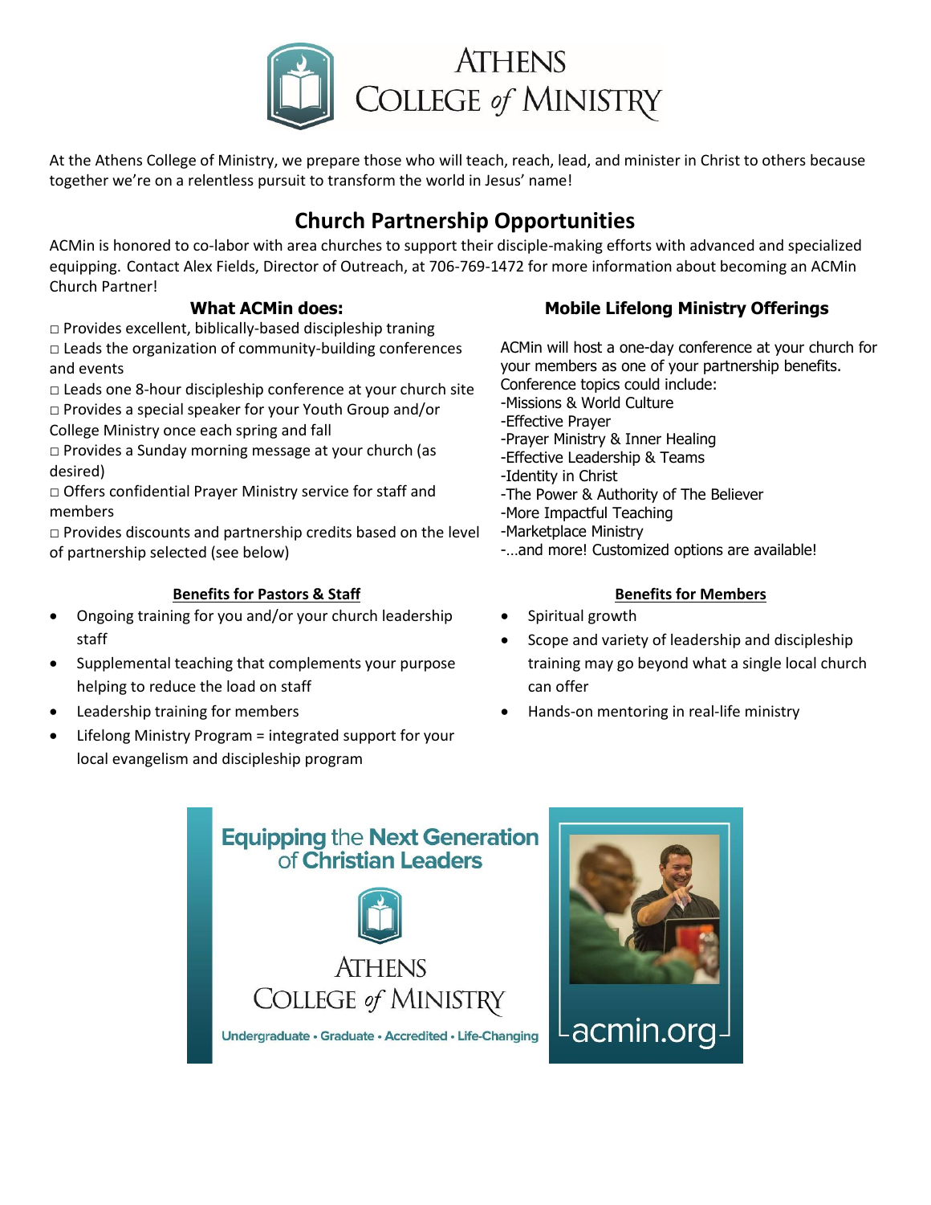# ATHENS COLLEGE of MINISTRY

At the Athens College of Ministry, we prepare those who will teach, reach, lead, and minister in Christ to others because together we're on a relentless pursuit to transform the world in Jesus' name!

## Church Partnership Opportunities

ACMin is honored to co-labor with area churches to support their disciple-making efforts with advanced and specialized equipping. Contact Alex Fields, Director of Outreach, at 706-769-1472 for more information about becoming an ACMin Church Partner!

### What ACMin does:

□ Provides excellent, biblically-based discipleship traning
□ Leads the organization of community-building conferences and events
□ Leads one 8-hour discipleship conference at your church site
□ Provides a special speaker for your Youth Group and/or College Ministry once each spring and fall
□ Provides a Sunday morning message at your church (as desired)
□ Offers confidential Prayer Ministry service for staff and members
□ Provides discounts and partnership credits based on the level of partnership selected (see below)

### Mobile Lifelong Ministry Offerings

ACMin will host a one-day conference at your church for your members as one of your partnership benefits.
Conference topics could include:
-Missions & World Culture
-Effective Prayer
-Prayer Ministry & Inner Healing
-Effective Leadership & Teams
-Identity in Christ
-The Power & Authority of The Believer
-More Impactful Teaching
-Marketplace Ministry
-…and more! Customized options are available!

**Benefits for Pastors & Staff**

- Ongoing training for you and/or your church leadership staff
- Supplemental teaching that complements your purpose helping to reduce the load on staff
- Leadership training for members
- Lifelong Ministry Program = integrated support for your local evangelism and discipleship program

**Benefits for Members**

- Spiritual growth
- Scope and variety of leadership and discipleship training may go beyond what a single local church can offer
- Hands-on mentoring in real-life ministry

**Equipping the Next Generation of Christian Leaders**

ATHENS COLLEGE of MINISTRY

Undergraduate • Graduate • Accredited • Life-Changing

acmin.org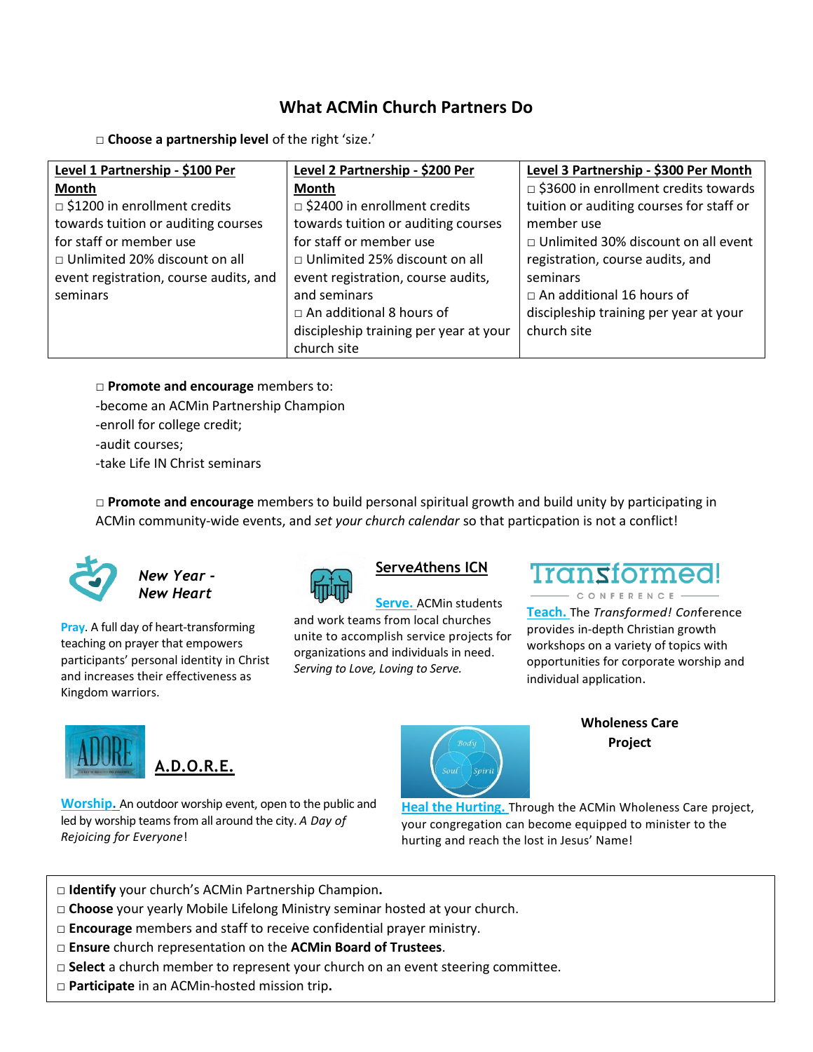## What ACMin Church Partners Do

□ **Choose a partnership level** of the right 'size.'

| Level 1 Partnership - $100 Per Month | Level 2 Partnership - $200 Per Month | Level 3 Partnership - $300 Per Month |
|---|---|---|
| □ $1200 in enrollment credits towards tuition or auditing courses for staff or member use<br>□ Unlimited 20% discount on all event registration, course audits, and seminars | □ $2400 in enrollment credits towards tuition or auditing courses for staff or member use<br>□ Unlimited 25% discount on all event registration, course audits, and seminars<br>□ An additional 8 hours of discipleship training per year at your church site | □ $3600 in enrollment credits towards tuition or auditing courses for staff or member use<br>□ Unlimited 30% discount on all event registration, course audits, and seminars<br>□ An additional 16 hours of discipleship training per year at your church site |

□ **Promote and encourage** members to:
-become an ACMin Partnership Champion
-enroll for college credit;
-audit courses;
-take Life IN Christ seminars

□ **Promote and encourage** members to build personal spiritual growth and build unity by participating in ACMin community-wide events, and *set your church calendar* so that particpation is not a conflict!

***New Year - New Heart***

**Pray**. A full day of heart-transforming teaching on prayer that empowers participants' personal identity in Christ and increases their effectiveness as Kingdom warriors.

**ServeAthens ICN**

**Serve.** ACMin students and work teams from local churches unite to accomplish service projects for organizations and individuals in need. *Serving to Love, Loving to Serve.*

**Transformed! CONFERENCE**

**Teach.** The *Transformed!* Conference provides in-depth Christian growth workshops on a variety of topics with opportunities for corporate worship and individual application.

**A.D.O.R.E.**

**Worship.** An outdoor worship event, open to the public and led by worship teams from all around the city. *A Day of Rejoicing for Everyone*!

**Wholeness Care Project**

Body Soul Spirit

**Heal the Hurting.** Through the ACMin Wholeness Care project, your congregation can become equipped to minister to the hurting and reach the lost in Jesus' Name!

□ **Identify** your church's ACMin Partnership Champion.
□ **Choose** your yearly Mobile Lifelong Ministry seminar hosted at your church.
□ **Encourage** members and staff to receive confidential prayer ministry.
□ **Ensure** church representation on the **ACMin Board of Trustees**.
□ **Select** a church member to represent your church on an event steering committee.
□ **Participate** in an ACMin-hosted mission trip.